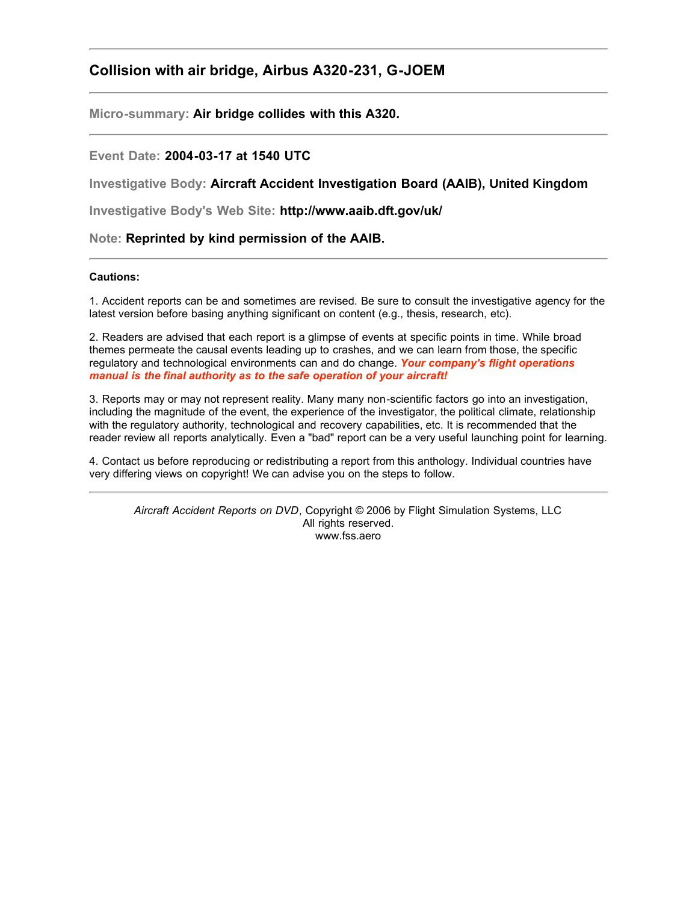# Collision with air bridge, Airbus A320-231, G-JOEM

**Micro-summary:** **Air bridge collides with this A320.**

---

**Event Date:** **2004-03-17 at 1540 UTC**

**Investigative Body:** **Aircraft Accident Investigation Board (AAIB), United Kingdom**

**Investigative Body's Web Site:** **http://www.aaib.dft.gov/uk/**

**Note:** **Reprinted by kind permission of the AAIB.**

---

**Cautions:**

1. Accident reports can be and sometimes are revised. Be sure to consult the investigative agency for the latest version before basing anything significant on content (e.g., thesis, research, etc).

2. Readers are advised that each report is a glimpse of events at specific points in time. While broad themes permeate the causal events leading up to crashes, and we can learn from those, the specific regulatory and technological environments can and do change. ***Your company's flight operations manual is the final authority as to the safe operation of your aircraft!***

3. Reports may or may not represent reality. Many many non-scientific factors go into an investigation, including the magnitude of the event, the experience of the investigator, the political climate, relationship with the regulatory authority, technological and recovery capabilities, etc. It is recommended that the reader review all reports analytically. Even a "bad" report can be a very useful launching point for learning.

4. Contact us before reproducing or redistributing a report from this anthology. Individual countries have very differing views on copyright! We can advise you on the steps to follow.

---

*Aircraft Accident Reports on DVD*, Copyright © 2006 by Flight Simulation Systems, LLC
All rights reserved.
www.fss.aero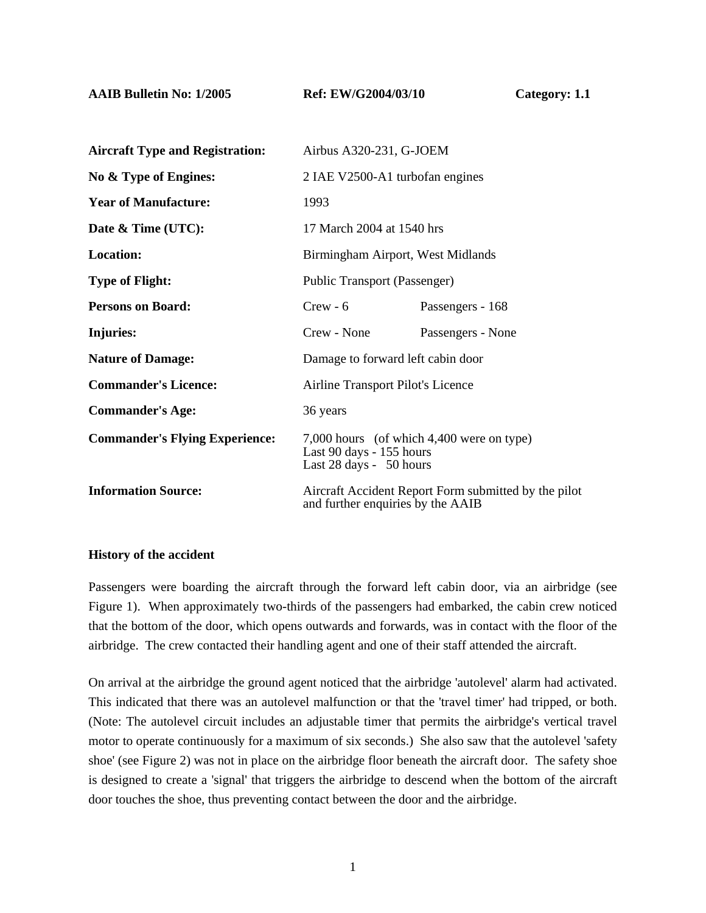**AAIB Bulletin No: 1/2005** **Ref: EW/G2004/03/10** **Category: 1.1**

| | | |
|---|---|---|
| **Aircraft Type and Registration:** | Airbus A320-231, G-JOEM | |
| **No & Type of Engines:** | 2 IAE V2500-A1 turbofan engines | |
| **Year of Manufacture:** | 1993 | |
| **Date & Time (UTC):** | 17 March 2004 at 1540 hrs | |
| **Location:** | Birmingham Airport, West Midlands | |
| **Type of Flight:** | Public Transport (Passenger) | |
| **Persons on Board:** | Crew - 6 | Passengers - 168 |
| **Injuries:** | Crew - None | Passengers - None |
| **Nature of Damage:** | Damage to forward left cabin door | |
| **Commander's Licence:** | Airline Transport Pilot's Licence | |
| **Commander's Age:** | 36 years | |
| **Commander's Flying Experience:** | 7,000 hours (of which 4,400 were on type)<br>Last 90 days - 155 hours<br>Last 28 days - 50 hours | |
| **Information Source:** | Aircraft Accident Report Form submitted by the pilot and further enquiries by the AAIB | |

**History of the accident**

Passengers were boarding the aircraft through the forward left cabin door, via an airbridge (see Figure 1). When approximately two-thirds of the passengers had embarked, the cabin crew noticed that the bottom of the door, which opens outwards and forwards, was in contact with the floor of the airbridge. The crew contacted their handling agent and one of their staff attended the aircraft.

On arrival at the airbridge the ground agent noticed that the airbridge 'autolevel' alarm had activated. This indicated that there was an autolevel malfunction or that the 'travel timer' had tripped, or both. (Note: The autolevel circuit includes an adjustable timer that permits the airbridge's vertical travel motor to operate continuously for a maximum of six seconds.) She also saw that the autolevel 'safety shoe' (see Figure 2) was not in place on the airbridge floor beneath the aircraft door. The safety shoe is designed to create a 'signal' that triggers the airbridge to descend when the bottom of the aircraft door touches the shoe, thus preventing contact between the door and the airbridge.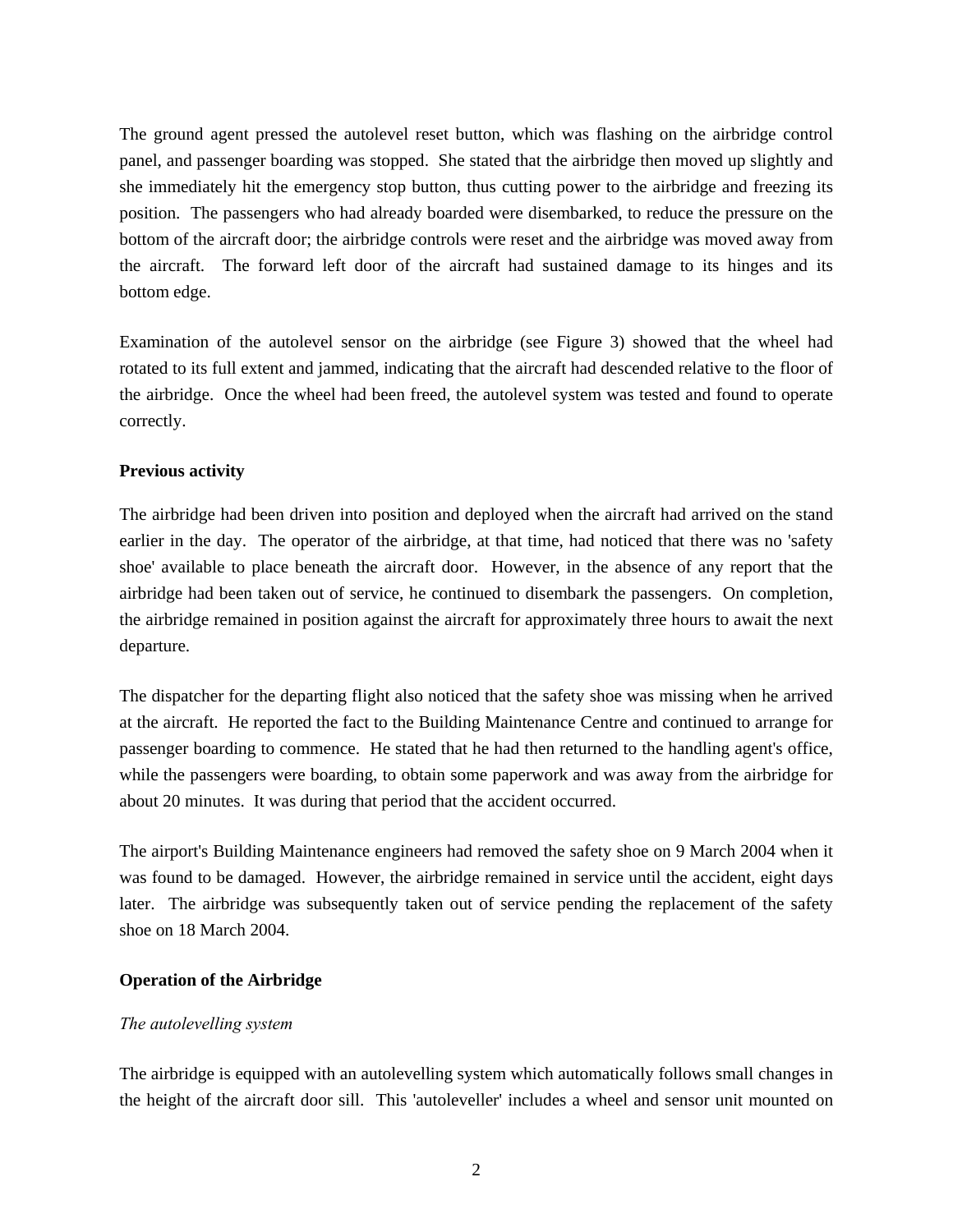The ground agent pressed the autolevel reset button, which was flashing on the airbridge control panel, and passenger boarding was stopped. She stated that the airbridge then moved up slightly and she immediately hit the emergency stop button, thus cutting power to the airbridge and freezing its position. The passengers who had already boarded were disembarked, to reduce the pressure on the bottom of the aircraft door; the airbridge controls were reset and the airbridge was moved away from the aircraft. The forward left door of the aircraft had sustained damage to its hinges and its bottom edge.

Examination of the autolevel sensor on the airbridge (see Figure 3) showed that the wheel had rotated to its full extent and jammed, indicating that the aircraft had descended relative to the floor of the airbridge. Once the wheel had been freed, the autolevel system was tested and found to operate correctly.

**Previous activity**

The airbridge had been driven into position and deployed when the aircraft had arrived on the stand earlier in the day. The operator of the airbridge, at that time, had noticed that there was no 'safety shoe' available to place beneath the aircraft door. However, in the absence of any report that the airbridge had been taken out of service, he continued to disembark the passengers. On completion, the airbridge remained in position against the aircraft for approximately three hours to await the next departure.

The dispatcher for the departing flight also noticed that the safety shoe was missing when he arrived at the aircraft. He reported the fact to the Building Maintenance Centre and continued to arrange for passenger boarding to commence. He stated that he had then returned to the handling agent's office, while the passengers were boarding, to obtain some paperwork and was away from the airbridge for about 20 minutes. It was during that period that the accident occurred.

The airport's Building Maintenance engineers had removed the safety shoe on 9 March 2004 when it was found to be damaged. However, the airbridge remained in service until the accident, eight days later. The airbridge was subsequently taken out of service pending the replacement of the safety shoe on 18 March 2004.

**Operation of the Airbridge**

*The autolevelling system*

The airbridge is equipped with an autolevelling system which automatically follows small changes in the height of the aircraft door sill. This 'autoleveller' includes a wheel and sensor unit mounted on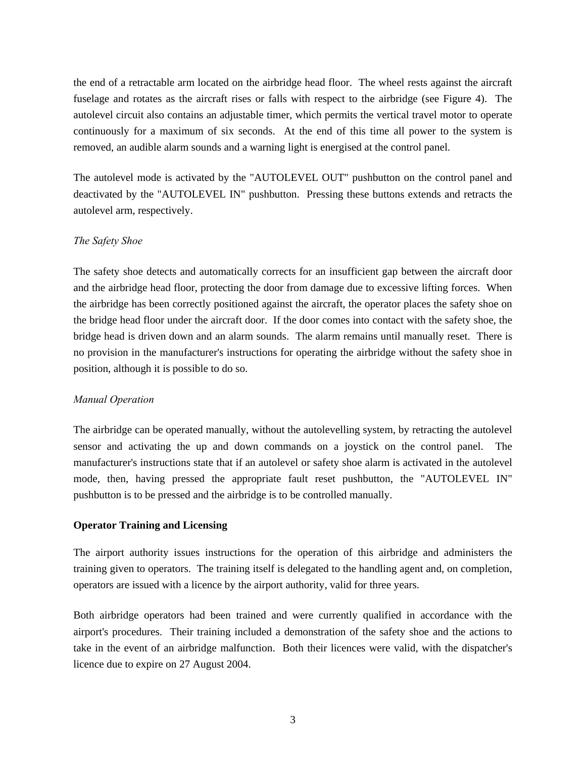the end of a retractable arm located on the airbridge head floor. The wheel rests against the aircraft fuselage and rotates as the aircraft rises or falls with respect to the airbridge (see Figure 4). The autolevel circuit also contains an adjustable timer, which permits the vertical travel motor to operate continuously for a maximum of six seconds. At the end of this time all power to the system is removed, an audible alarm sounds and a warning light is energised at the control panel.

The autolevel mode is activated by the "AUTOLEVEL OUT" pushbutton on the control panel and deactivated by the "AUTOLEVEL IN" pushbutton. Pressing these buttons extends and retracts the autolevel arm, respectively.

*The Safety Shoe*

The safety shoe detects and automatically corrects for an insufficient gap between the aircraft door and the airbridge head floor, protecting the door from damage due to excessive lifting forces. When the airbridge has been correctly positioned against the aircraft, the operator places the safety shoe on the bridge head floor under the aircraft door. If the door comes into contact with the safety shoe, the bridge head is driven down and an alarm sounds. The alarm remains until manually reset. There is no provision in the manufacturer's instructions for operating the airbridge without the safety shoe in position, although it is possible to do so.

*Manual Operation*

The airbridge can be operated manually, without the autolevelling system, by retracting the autolevel sensor and activating the up and down commands on a joystick on the control panel. The manufacturer's instructions state that if an autolevel or safety shoe alarm is activated in the autolevel mode, then, having pressed the appropriate fault reset pushbutton, the "AUTOLEVEL IN" pushbutton is to be pressed and the airbridge is to be controlled manually.

**Operator Training and Licensing**

The airport authority issues instructions for the operation of this airbridge and administers the training given to operators. The training itself is delegated to the handling agent and, on completion, operators are issued with a licence by the airport authority, valid for three years.

Both airbridge operators had been trained and were currently qualified in accordance with the airport's procedures. Their training included a demonstration of the safety shoe and the actions to take in the event of an airbridge malfunction. Both their licences were valid, with the dispatcher's licence due to expire on 27 August 2004.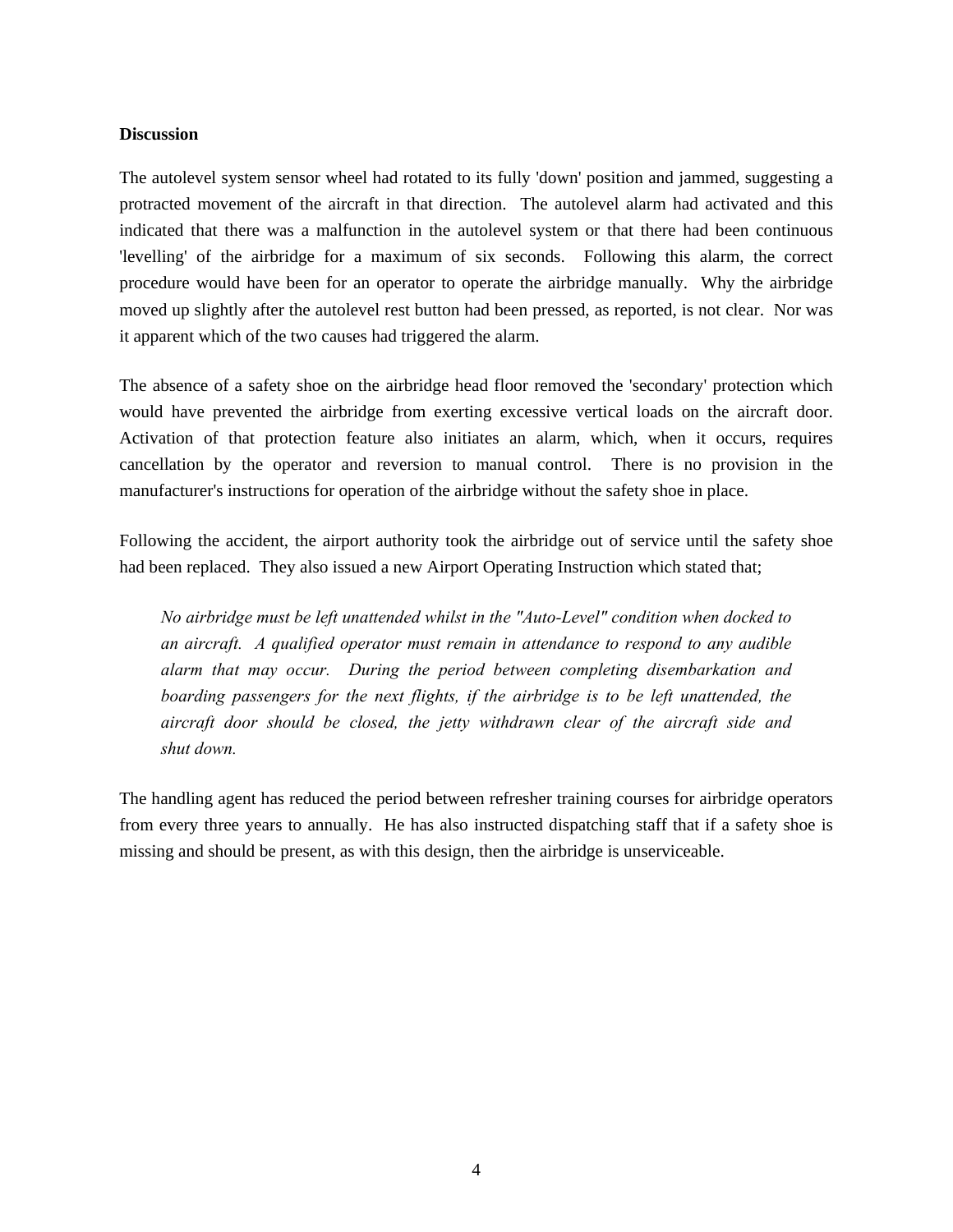**Discussion**

The autolevel system sensor wheel had rotated to its fully 'down' position and jammed, suggesting a protracted movement of the aircraft in that direction. The autolevel alarm had activated and this indicated that there was a malfunction in the autolevel system or that there had been continuous 'levelling' of the airbridge for a maximum of six seconds. Following this alarm, the correct procedure would have been for an operator to operate the airbridge manually. Why the airbridge moved up slightly after the autolevel rest button had been pressed, as reported, is not clear. Nor was it apparent which of the two causes had triggered the alarm.

The absence of a safety shoe on the airbridge head floor removed the 'secondary' protection which would have prevented the airbridge from exerting excessive vertical loads on the aircraft door. Activation of that protection feature also initiates an alarm, which, when it occurs, requires cancellation by the operator and reversion to manual control. There is no provision in the manufacturer's instructions for operation of the airbridge without the safety shoe in place.

Following the accident, the airport authority took the airbridge out of service until the safety shoe had been replaced. They also issued a new Airport Operating Instruction which stated that;

> *No airbridge must be left unattended whilst in the "Auto-Level" condition when docked to an aircraft. A qualified operator must remain in attendance to respond to any audible alarm that may occur. During the period between completing disembarkation and boarding passengers for the next flights, if the airbridge is to be left unattended, the aircraft door should be closed, the jetty withdrawn clear of the aircraft side and shut down.*

The handling agent has reduced the period between refresher training courses for airbridge operators from every three years to annually. He has also instructed dispatching staff that if a safety shoe is missing and should be present, as with this design, then the airbridge is unserviceable.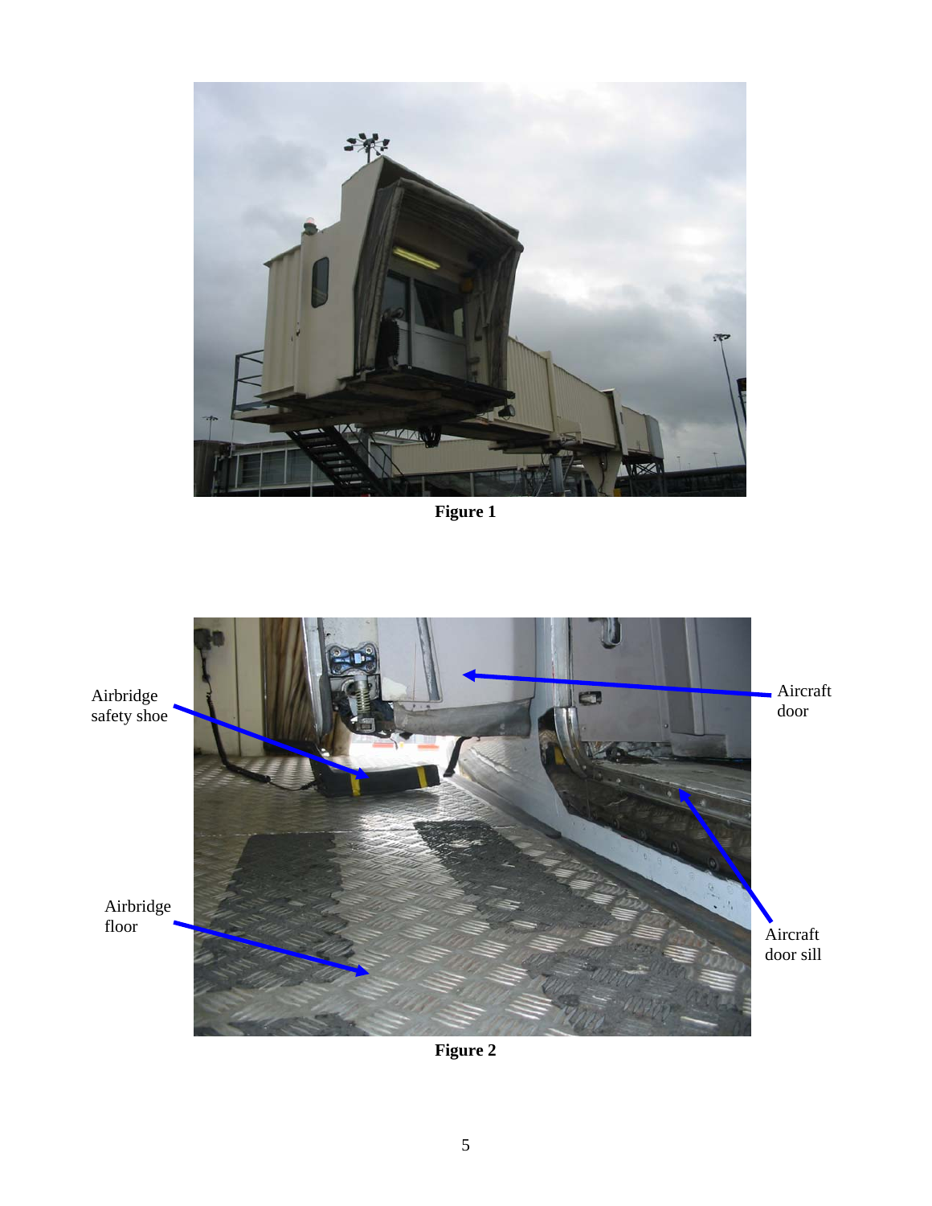Figure 1

Airbridge safety shoe

Aircraft door

Airbridge floor

Aircraft door sill

Figure 2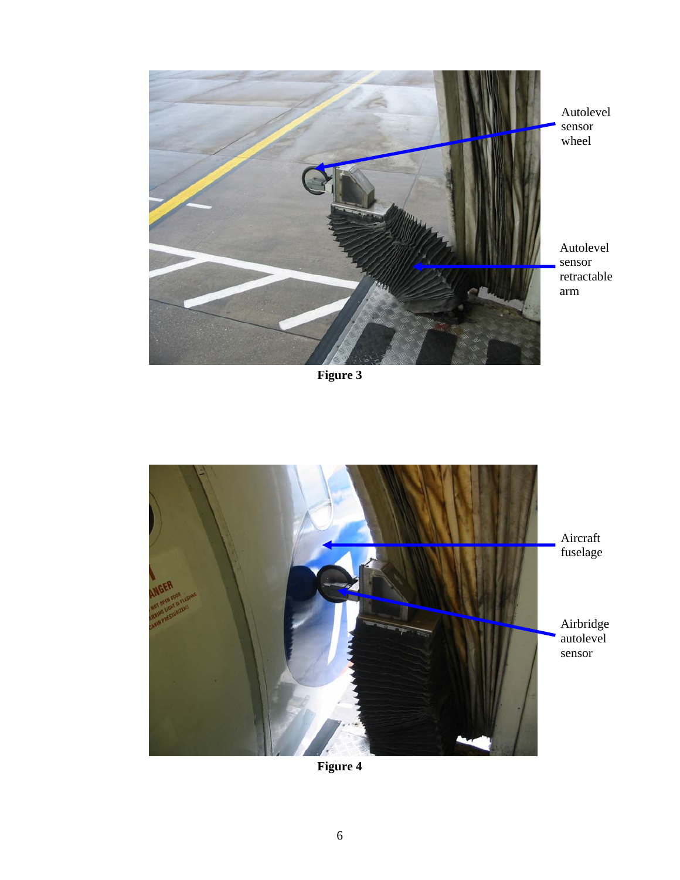Autolevel sensor wheel

Autolevel sensor retractable arm

**Figure 3**

Aircraft fuselage

Airbridge autolevel sensor

**Figure 4**